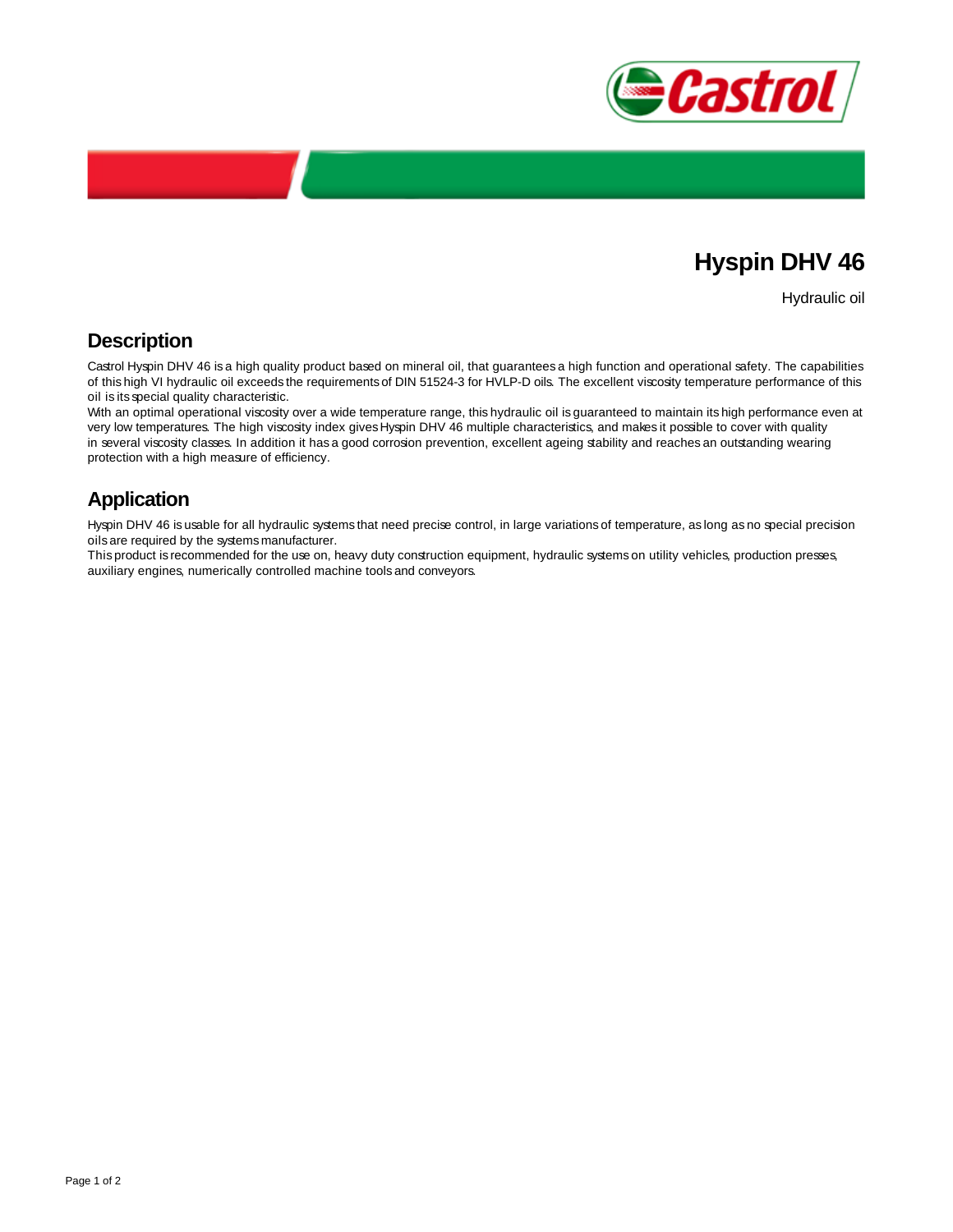# Hyspin DHV 46

Hydraulic oil

## Description

Castrol Hyspin DHV 46 is a high quality product based on mineral oil, that guarantees a high function and operational safety. The capabilities of this high VI hydraulic oil exceeds the requirements of DIN 51524-3 for HVLP-D oils. The excellent viscosity temperature performance of this oil is its special quality characteristic.
With an optimal operational viscosity over a wide temperature range, this hydraulic oil is guaranteed to maintain its high performance even at very low temperatures. The high viscosity index gives Hyspin DHV 46 multiple characteristics, and makes it possible to cover with quality in several viscosity classes. In addition it has a good corrosion prevention, excellent ageing stability and reaches an outstanding wearing protection with a high measure of efficiency.

## Application

Hyspin DHV 46 is usable for all hydraulic systems that need precise control, in large variations of temperature, as long as no special precision oils are required by the systems manufacturer.
This product is recommended for the use on, heavy duty construction equipment, hydraulic systems on utility vehicles, production presses, auxiliary engines, numerically controlled machine tools and conveyors.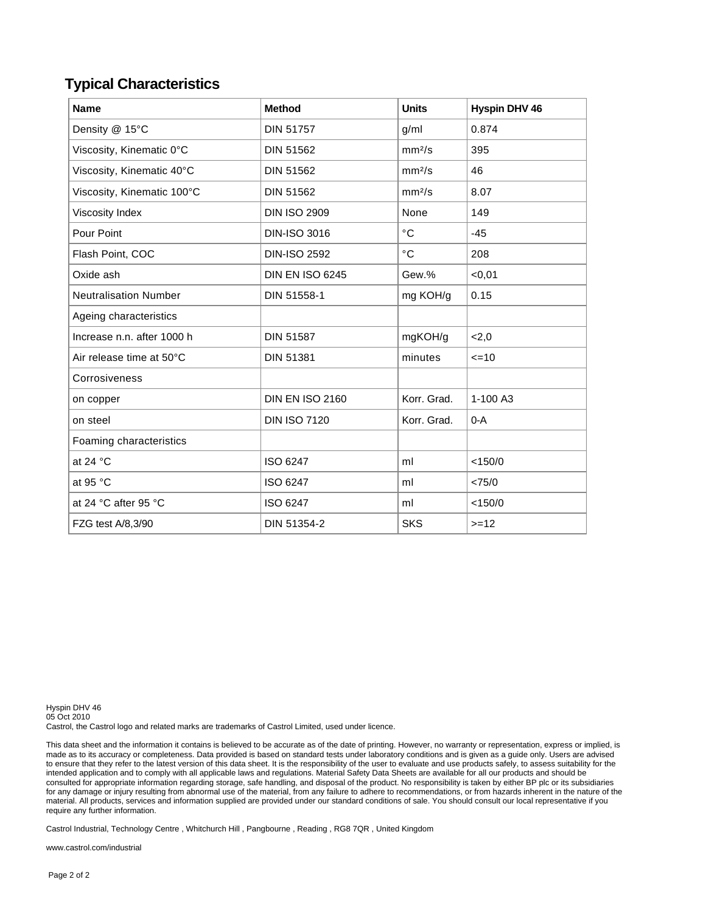## Typical Characteristics

| Name | Method | Units | Hyspin DHV 46 |
|---|---|---|---|
| Density @ 15°C | DIN 51757 | g/ml | 0.874 |
| Viscosity, Kinematic 0°C | DIN 51562 | mm²/s | 395 |
| Viscosity, Kinematic 40°C | DIN 51562 | mm²/s | 46 |
| Viscosity, Kinematic 100°C | DIN 51562 | mm²/s | 8.07 |
| Viscosity Index | DIN ISO 2909 | None | 149 |
| Pour Point | DIN-ISO 3016 | °C | -45 |
| Flash Point, COC | DIN-ISO 2592 | °C | 208 |
| Oxide ash | DIN EN ISO 6245 | Gew.% | <0,01 |
| Neutralisation Number | DIN 51558-1 | mg KOH/g | 0.15 |
| Ageing characteristics | | | |
| Increase n.n. after 1000 h | DIN 51587 | mgKOH/g | <2,0 |
| Air release time at 50°C | DIN 51381 | minutes | <=10 |
| Corrosiveness | | | |
| on copper | DIN EN ISO 2160 | Korr. Grad. | 1-100 A3 |
| on steel | DIN ISO 7120 | Korr. Grad. | 0-A |
| Foaming characteristics | | | |
| at 24 °C | ISO 6247 | ml | <150/0 |
| at 95 °C | ISO 6247 | ml | <75/0 |
| at 24 °C after 95 °C | ISO 6247 | ml | <150/0 |
| FZG test A/8,3/90 | DIN 51354-2 | SKS | >=12 |

Hyspin DHV 46
05 Oct 2010
Castrol, the Castrol logo and related marks are trademarks of Castrol Limited, used under licence.

This data sheet and the information it contains is believed to be accurate as of the date of printing. However, no warranty or representation, express or implied, is made as to its accuracy or completeness. Data provided is based on standard tests under laboratory conditions and is given as a guide only. Users are advised to ensure that they refer to the latest version of this data sheet. It is the responsibility of the user to evaluate and use products safely, to assess suitability for the intended application and to comply with all applicable laws and regulations. Material Safety Data Sheets are available for all our products and should be consulted for appropriate information regarding storage, safe handling, and disposal of the product. No responsibility is taken by either BP plc or its subsidiaries for any damage or injury resulting from abnormal use of the material, from any failure to adhere to recommendations, or from hazards inherent in the nature of the material. All products, services and information supplied are provided under our standard conditions of sale. You should consult our local representative if you require any further information.

Castrol Industrial, Technology Centre , Whitchurch Hill , Pangbourne , Reading , RG8 7QR , United Kingdom

www.castrol.com/industrial